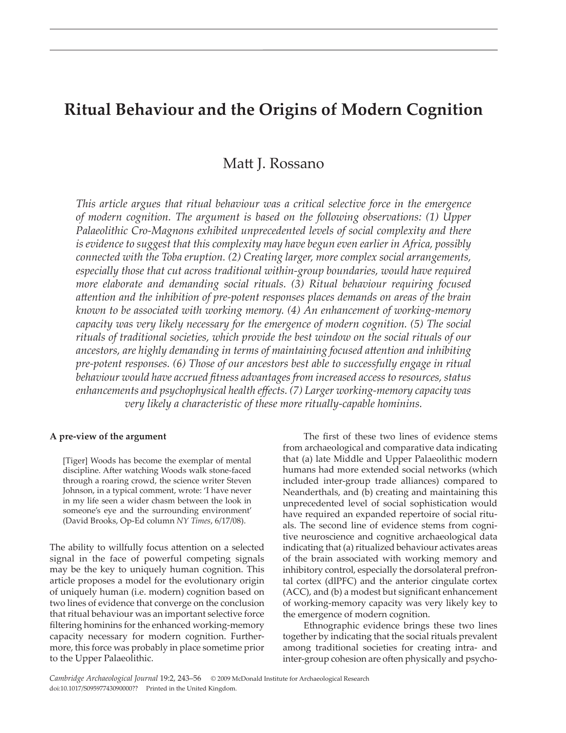# Ritual Behaviour and the Origins of Modern Cognition

Matt J. Rossano

*This article argues that ritual behaviour was a critical selective force in the emergence of modern cognition. The argument is based on the following observations: (1) Upper Palaeolithic Cro-Magnons exhibited unprecedented levels of social complexity and there is evidence to suggest that this complexity may have begun even earlier in Africa, possibly connected with the Toba eruption. (2) Creating larger, more complex social arrangements, especially those that cut across traditional within-group boundaries, would have required more elaborate and demanding social rituals. (3) Ritual behaviour requiring focused attention and the inhibition of pre-potent responses places demands on areas of the brain known to be associated with working memory. (4) An enhancement of working-memory capacity was very likely necessary for the emergence of modern cognition. (5) The social rituals of traditional societies, which provide the best window on the social rituals of our ancestors, are highly demanding in terms of maintaining focused attention and inhibiting pre-potent responses. (6) Those of our ancestors best able to successfully engage in ritual behaviour would have accrued fitness advantages from increased access to resources, status enhancements and psychophysical health effects. (7) Larger working-memory capacity was very likely a characteristic of these more ritually-capable hominins.*

### A pre-view of the argument

> [Tiger] Woods has become the exemplar of mental discipline. After watching Woods walk stone-faced through a roaring crowd, the science writer Steven Johnson, in a typical comment, wrote: 'I have never in my life seen a wider chasm between the look in someone's eye and the surrounding environment' (David Brooks, Op-Ed column *NY Times*, 6/17/08).

The ability to willfully focus attention on a selected signal in the face of powerful competing signals may be the key to uniquely human cognition. This article proposes a model for the evolutionary origin of uniquely human (i.e. modern) cognition based on two lines of evidence that converge on the conclusion that ritual behaviour was an important selective force filtering hominins for the enhanced working-memory capacity necessary for modern cognition. Furthermore, this force was probably in place sometime prior to the Upper Palaeolithic.

The first of these two lines of evidence stems from archaeological and comparative data indicating that (a) late Middle and Upper Palaeolithic modern humans had more extended social networks (which included inter-group trade alliances) compared to Neanderthals, and (b) creating and maintaining this unprecedented level of social sophistication would have required an expanded repertoire of social rituals. The second line of evidence stems from cognitive neuroscience and cognitive archaeological data indicating that (a) ritualized behaviour activates areas of the brain associated with working memory and inhibitory control, especially the dorsolateral prefrontal cortex (dlPFC) and the anterior cingulate cortex (ACC), and (b) a modest but significant enhancement of working-memory capacity was very likely key to the emergence of modern cognition.

Ethnographic evidence brings these two lines together by indicating that the social rituals prevalent among traditional societies for creating intra- and inter-group cohesion are often physically and psycho-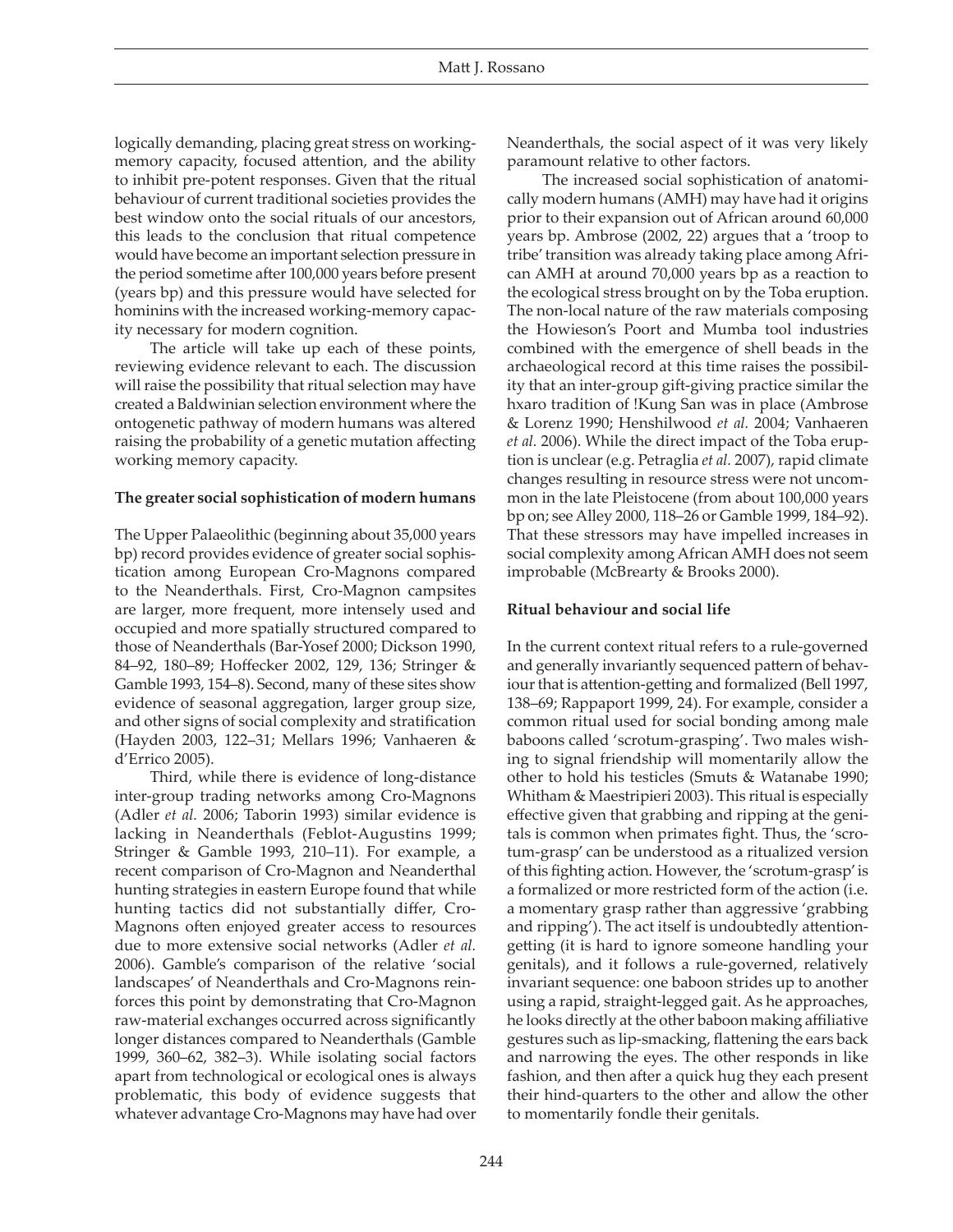logically demanding, placing great stress on working-memory capacity, focused attention, and the ability to inhibit pre-potent responses. Given that the ritual behaviour of current traditional societies provides the best window onto the social rituals of our ancestors, this leads to the conclusion that ritual competence would have become an important selection pressure in the period sometime after 100,000 years before present (years bp) and this pressure would have selected for hominins with the increased working-memory capacity necessary for modern cognition.

The article will take up each of these points, reviewing evidence relevant to each. The discussion will raise the possibility that ritual selection may have created a Baldwinian selection environment where the ontogenetic pathway of modern humans was altered raising the probability of a genetic mutation affecting working memory capacity.

**The greater social sophistication of modern humans**

The Upper Palaeolithic (beginning about 35,000 years bp) record provides evidence of greater social sophistication among European Cro-Magnons compared to the Neanderthals. First, Cro-Magnon campsites are larger, more frequent, more intensely used and occupied and more spatially structured compared to those of Neanderthals (Bar-Yosef 2000; Dickson 1990, 84–92, 180–89; Hoffecker 2002, 129, 136; Stringer & Gamble 1993, 154–8). Second, many of these sites show evidence of seasonal aggregation, larger group size, and other signs of social complexity and stratification (Hayden 2003, 122–31; Mellars 1996; Vanhaeren & d'Errico 2005).

Third, while there is evidence of long-distance inter-group trading networks among Cro-Magnons (Adler *et al.* 2006; Taborin 1993) similar evidence is lacking in Neanderthals (Feblot-Augustins 1999; Stringer & Gamble 1993, 210–11). For example, a recent comparison of Cro-Magnon and Neanderthal hunting strategies in eastern Europe found that while hunting tactics did not substantially differ, Cro-Magnons often enjoyed greater access to resources due to more extensive social networks (Adler *et al.* 2006). Gamble's comparison of the relative 'social landscapes' of Neanderthals and Cro-Magnons reinforces this point by demonstrating that Cro-Magnon raw-material exchanges occurred across significantly longer distances compared to Neanderthals (Gamble 1999, 360–62, 382–3). While isolating social factors apart from technological or ecological ones is always problematic, this body of evidence suggests that whatever advantage Cro-Magnons may have had over Neanderthals, the social aspect of it was very likely paramount relative to other factors.

The increased social sophistication of anatomically modern humans (AMH) may have had it origins prior to their expansion out of African around 60,000 years bp. Ambrose (2002, 22) argues that a 'troop to tribe' transition was already taking place among African AMH at around 70,000 years bp as a reaction to the ecological stress brought on by the Toba eruption. The non-local nature of the raw materials composing the Howieson's Poort and Mumba tool industries combined with the emergence of shell beads in the archaeological record at this time raises the possibility that an inter-group gift-giving practice similar the hxaro tradition of !Kung San was in place (Ambrose & Lorenz 1990; Henshilwood *et al.* 2004; Vanhaeren *et al.* 2006). While the direct impact of the Toba eruption is unclear (e.g. Petraglia *et al.* 2007), rapid climate changes resulting in resource stress were not uncommon in the late Pleistocene (from about 100,000 years bp on; see Alley 2000, 118–26 or Gamble 1999, 184–92). That these stressors may have impelled increases in social complexity among African AMH does not seem improbable (McBrearty & Brooks 2000).

**Ritual behaviour and social life**

In the current context ritual refers to a rule-governed and generally invariantly sequenced pattern of behaviour that is attention-getting and formalized (Bell 1997, 138–69; Rappaport 1999, 24). For example, consider a common ritual used for social bonding among male baboons called 'scrotum-grasping'. Two males wishing to signal friendship will momentarily allow the other to hold his testicles (Smuts & Watanabe 1990; Whitham & Maestripieri 2003). This ritual is especially effective given that grabbing and ripping at the genitals is common when primates fight. Thus, the 'scrotum-grasp' can be understood as a ritualized version of this fighting action. However, the 'scrotum-grasp' is a formalized or more restricted form of the action (i.e. a momentary grasp rather than aggressive 'grabbing and ripping'). The act itself is undoubtedly attention-getting (it is hard to ignore someone handling your genitals), and it follows a rule-governed, relatively invariant sequence: one baboon strides up to another using a rapid, straight-legged gait. As he approaches, he looks directly at the other baboon making affiliative gestures such as lip-smacking, flattening the ears back and narrowing the eyes. The other responds in like fashion, and then after a quick hug they each present their hind-quarters to the other and allow the other to momentarily fondle their genitals.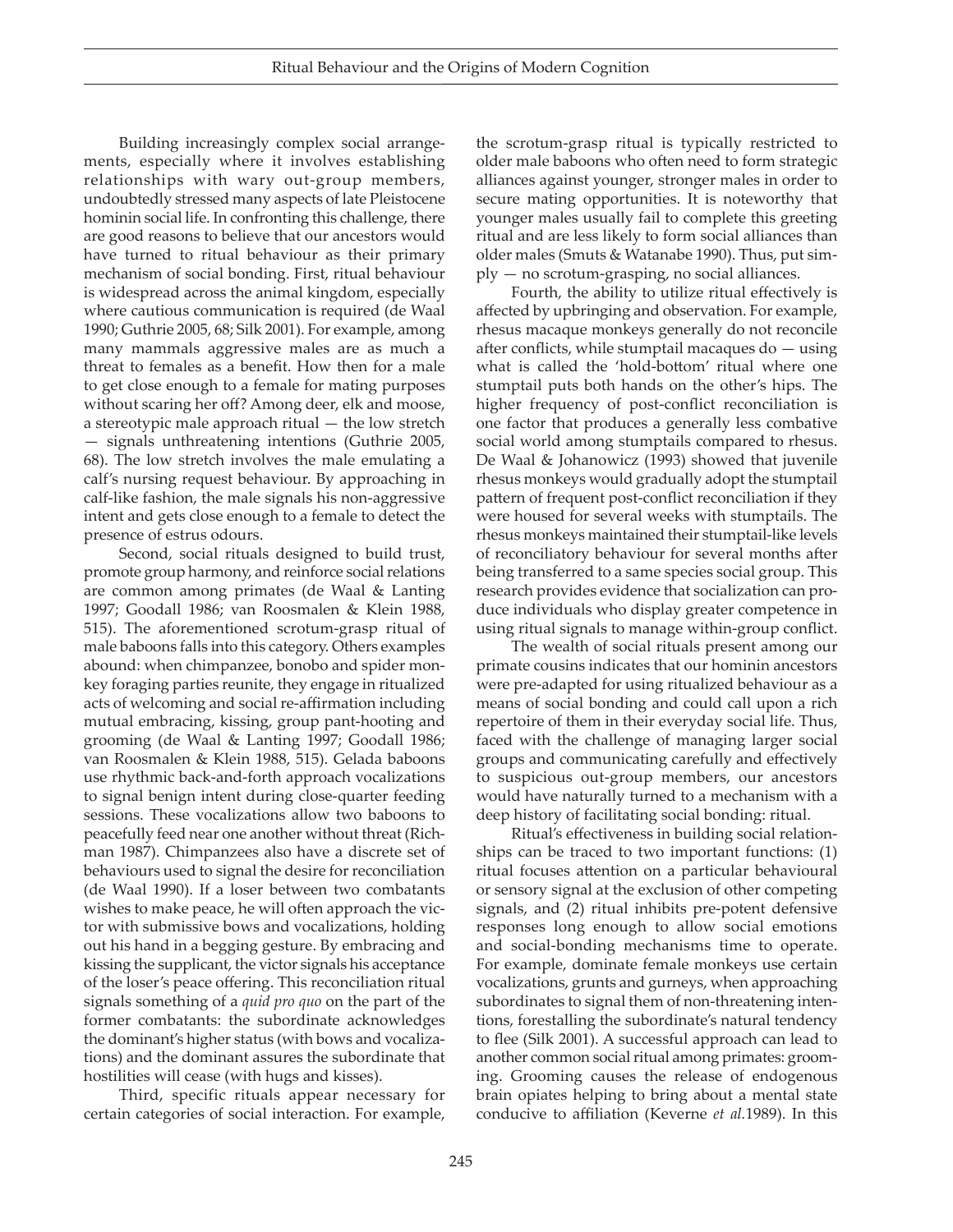Building increasingly complex social arrangements, especially where it involves establishing relationships with wary out-group members, undoubtedly stressed many aspects of late Pleistocene hominin social life. In confronting this challenge, there are good reasons to believe that our ancestors would have turned to ritual behaviour as their primary mechanism of social bonding. First, ritual behaviour is widespread across the animal kingdom, especially where cautious communication is required (de Waal 1990; Guthrie 2005, 68; Silk 2001). For example, among many mammals aggressive males are as much a threat to females as a benefit. How then for a male to get close enough to a female for mating purposes without scaring her off? Among deer, elk and moose, a stereotypic male approach ritual — the low stretch — signals unthreatening intentions (Guthrie 2005, 68). The low stretch involves the male emulating a calf's nursing request behaviour. By approaching in calf-like fashion, the male signals his non-aggressive intent and gets close enough to a female to detect the presence of estrus odours.

Second, social rituals designed to build trust, promote group harmony, and reinforce social relations are common among primates (de Waal & Lanting 1997; Goodall 1986; van Roosmalen & Klein 1988, 515). The aforementioned scrotum-grasp ritual of male baboons falls into this category. Others examples abound: when chimpanzee, bonobo and spider monkey foraging parties reunite, they engage in ritualized acts of welcoming and social re-affirmation including mutual embracing, kissing, group pant-hooting and grooming (de Waal & Lanting 1997; Goodall 1986; van Roosmalen & Klein 1988, 515). Gelada baboons use rhythmic back-and-forth approach vocalizations to signal benign intent during close-quarter feeding sessions. These vocalizations allow two baboons to peacefully feed near one another without threat (Richman 1987). Chimpanzees also have a discrete set of behaviours used to signal the desire for reconciliation (de Waal 1990). If a loser between two combatants wishes to make peace, he will often approach the victor with submissive bows and vocalizations, holding out his hand in a begging gesture. By embracing and kissing the supplicant, the victor signals his acceptance of the loser's peace offering. This reconciliation ritual signals something of a *quid pro quo* on the part of the former combatants: the subordinate acknowledges the dominant's higher status (with bows and vocalizations) and the dominant assures the subordinate that hostilities will cease (with hugs and kisses).

Third, specific rituals appear necessary for certain categories of social interaction. For example, the scrotum-grasp ritual is typically restricted to older male baboons who often need to form strategic alliances against younger, stronger males in order to secure mating opportunities. It is noteworthy that younger males usually fail to complete this greeting ritual and are less likely to form social alliances than older males (Smuts & Watanabe 1990). Thus, put simply — no scrotum-grasping, no social alliances.

Fourth, the ability to utilize ritual effectively is affected by upbringing and observation. For example, rhesus macaque monkeys generally do not reconcile after conflicts, while stumptail macaques do — using what is called the 'hold-bottom' ritual where one stumptail puts both hands on the other's hips. The higher frequency of post-conflict reconciliation is one factor that produces a generally less combative social world among stumptails compared to rhesus. De Waal & Johanowicz (1993) showed that juvenile rhesus monkeys would gradually adopt the stumptail pattern of frequent post-conflict reconciliation if they were housed for several weeks with stumptails. The rhesus monkeys maintained their stumptail-like levels of reconciliatory behaviour for several months after being transferred to a same species social group. This research provides evidence that socialization can produce individuals who display greater competence in using ritual signals to manage within-group conflict.

The wealth of social rituals present among our primate cousins indicates that our hominin ancestors were pre-adapted for using ritualized behaviour as a means of social bonding and could call upon a rich repertoire of them in their everyday social life. Thus, faced with the challenge of managing larger social groups and communicating carefully and effectively to suspicious out-group members, our ancestors would have naturally turned to a mechanism with a deep history of facilitating social bonding: ritual.

Ritual's effectiveness in building social relationships can be traced to two important functions: (1) ritual focuses attention on a particular behavioural or sensory signal at the exclusion of other competing signals, and (2) ritual inhibits pre-potent defensive responses long enough to allow social emotions and social-bonding mechanisms time to operate. For example, dominate female monkeys use certain vocalizations, grunts and gurneys, when approaching subordinates to signal them of non-threatening intentions, forestalling the subordinate's natural tendency to flee (Silk 2001). A successful approach can lead to another common social ritual among primates: grooming. Grooming causes the release of endogenous brain opiates helping to bring about a mental state conducive to affiliation (Keverne *et al.*1989). In this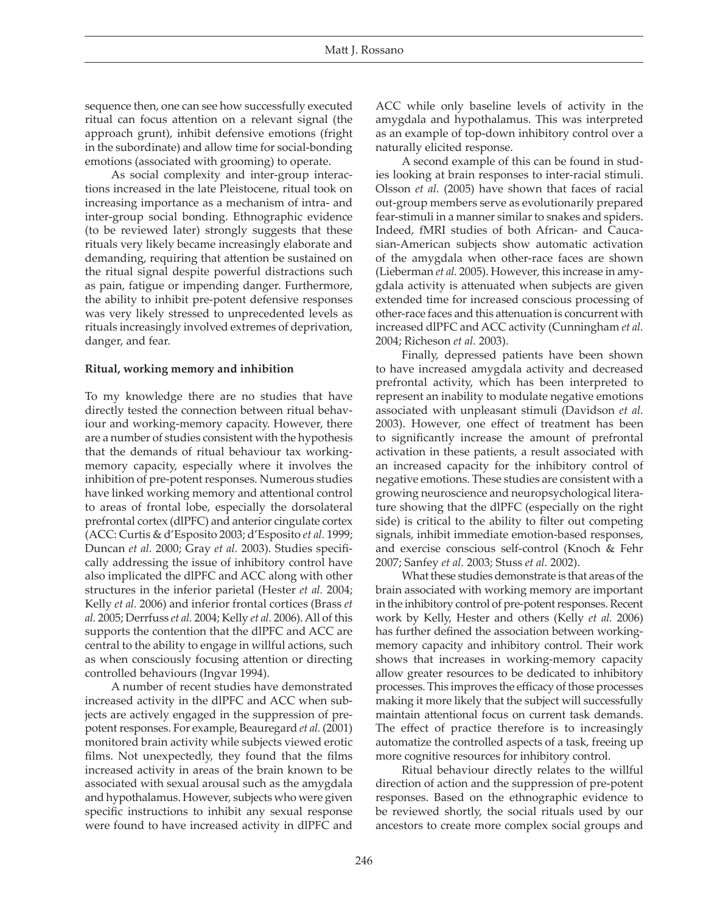sequence then, one can see how successfully executed ritual can focus attention on a relevant signal (the approach grunt), inhibit defensive emotions (fright in the subordinate) and allow time for social-bonding emotions (associated with grooming) to operate.

As social complexity and inter-group interactions increased in the late Pleistocene, ritual took on increasing importance as a mechanism of intra- and inter-group social bonding. Ethnographic evidence (to be reviewed later) strongly suggests that these rituals very likely became increasingly elaborate and demanding, requiring that attention be sustained on the ritual signal despite powerful distractions such as pain, fatigue or impending danger. Furthermore, the ability to inhibit pre-potent defensive responses was very likely stressed to unprecedented levels as rituals increasingly involved extremes of deprivation, danger, and fear.

**Ritual, working memory and inhibition**

To my knowledge there are no studies that have directly tested the connection between ritual behaviour and working-memory capacity. However, there are a number of studies consistent with the hypothesis that the demands of ritual behaviour tax working-memory capacity, especially where it involves the inhibition of pre-potent responses. Numerous studies have linked working memory and attentional control to areas of frontal lobe, especially the dorsolateral prefrontal cortex (dlPFC) and anterior cingulate cortex (ACC: Curtis & d'Esposito 2003; d'Esposito *et al.* 1999; Duncan *et al.* 2000; Gray *et al.* 2003). Studies specifically addressing the issue of inhibitory control have also implicated the dlPFC and ACC along with other structures in the inferior parietal (Hester *et al.* 2004; Kelly *et al.* 2006) and inferior frontal cortices (Brass *et al.* 2005; Derrfuss *et al.* 2004; Kelly *et al.* 2006). All of this supports the contention that the dlPFC and ACC are central to the ability to engage in willful actions, such as when consciously focusing attention or directing controlled behaviours (Ingvar 1994).

A number of recent studies have demonstrated increased activity in the dlPFC and ACC when subjects are actively engaged in the suppression of pre-potent responses. For example, Beauregard *et al.* (2001) monitored brain activity while subjects viewed erotic films. Not unexpectedly, they found that the films increased activity in areas of the brain known to be associated with sexual arousal such as the amygdala and hypothalamus. However, subjects who were given specific instructions to inhibit any sexual response were found to have increased activity in dlPFC and ACC while only baseline levels of activity in the amygdala and hypothalamus. This was interpreted as an example of top-down inhibitory control over a naturally elicited response.

A second example of this can be found in studies looking at brain responses to inter-racial stimuli. Olsson *et al.* (2005) have shown that faces of racial out-group members serve as evolutionarily prepared fear-stimuli in a manner similar to snakes and spiders. Indeed, fMRI studies of both African- and Caucasian-American subjects show automatic activation of the amygdala when other-race faces are shown (Lieberman *et al.* 2005). However, this increase in amygdala activity is attenuated when subjects are given extended time for increased conscious processing of other-race faces and this attenuation is concurrent with increased dlPFC and ACC activity (Cunningham *et al.* 2004; Richeson *et al.* 2003).

Finally, depressed patients have been shown to have increased amygdala activity and decreased prefrontal activity, which has been interpreted to represent an inability to modulate negative emotions associated with unpleasant stimuli (Davidson *et al.* 2003). However, one effect of treatment has been to significantly increase the amount of prefrontal activation in these patients, a result associated with an increased capacity for the inhibitory control of negative emotions. These studies are consistent with a growing neuroscience and neuropsychological literature showing that the dlPFC (especially on the right side) is critical to the ability to filter out competing signals, inhibit immediate emotion-based responses, and exercise conscious self-control (Knoch & Fehr 2007; Sanfey *et al.* 2003; Stuss *et al.* 2002).

What these studies demonstrate is that areas of the brain associated with working memory are important in the inhibitory control of pre-potent responses. Recent work by Kelly, Hester and others (Kelly *et al.* 2006) has further defined the association between working-memory capacity and inhibitory control. Their work shows that increases in working-memory capacity allow greater resources to be dedicated to inhibitory processes. This improves the efficacy of those processes making it more likely that the subject will successfully maintain attentional focus on current task demands. The effect of practice therefore is to increasingly automatize the controlled aspects of a task, freeing up more cognitive resources for inhibitory control.

Ritual behaviour directly relates to the willful direction of action and the suppression of pre-potent responses. Based on the ethnographic evidence to be reviewed shortly, the social rituals used by our ancestors to create more complex social groups and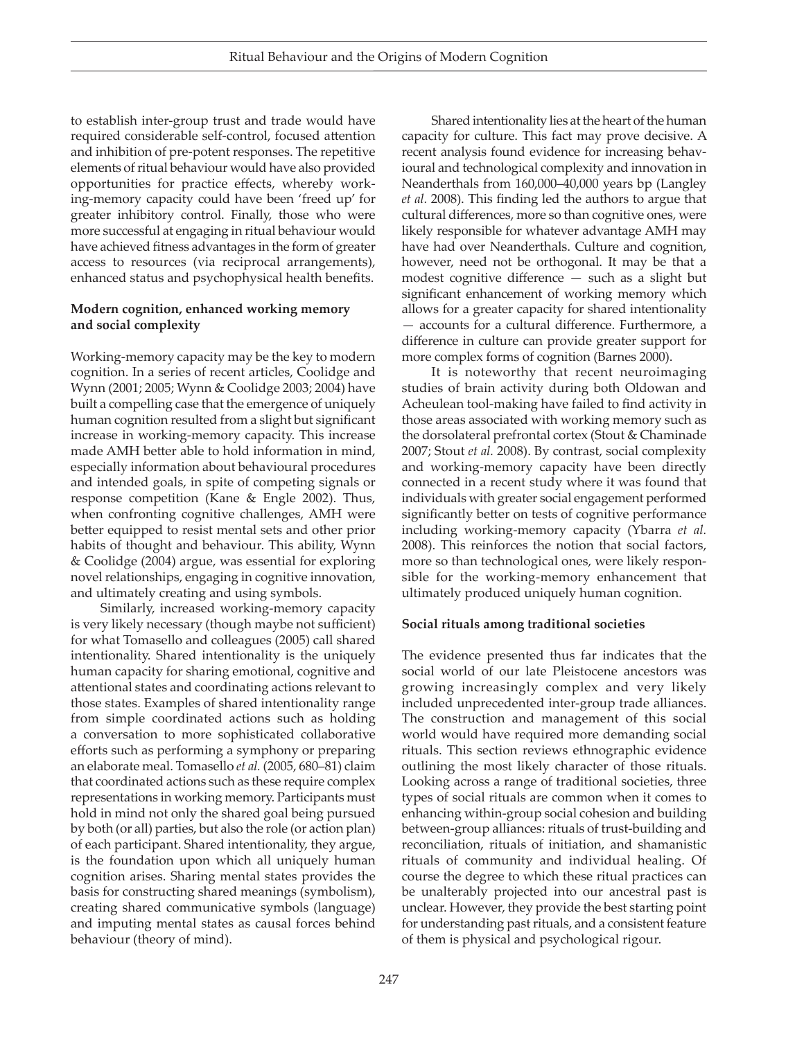to establish inter-group trust and trade would have required considerable self-control, focused attention and inhibition of pre-potent responses. The repetitive elements of ritual behaviour would have also provided opportunities for practice effects, whereby working-memory capacity could have been 'freed up' for greater inhibitory control. Finally, those who were more successful at engaging in ritual behaviour would have achieved fitness advantages in the form of greater access to resources (via reciprocal arrangements), enhanced status and psychophysical health benefits.

### Modern cognition, enhanced working memory and social complexity

Working-memory capacity may be the key to modern cognition. In a series of recent articles, Coolidge and Wynn (2001; 2005; Wynn & Coolidge 2003; 2004) have built a compelling case that the emergence of uniquely human cognition resulted from a slight but significant increase in working-memory capacity. This increase made AMH better able to hold information in mind, especially information about behavioural procedures and intended goals, in spite of competing signals or response competition (Kane & Engle 2002). Thus, when confronting cognitive challenges, AMH were better equipped to resist mental sets and other prior habits of thought and behaviour. This ability, Wynn & Coolidge (2004) argue, was essential for exploring novel relationships, engaging in cognitive innovation, and ultimately creating and using symbols.

Similarly, increased working-memory capacity is very likely necessary (though maybe not sufficient) for what Tomasello and colleagues (2005) call shared intentionality. Shared intentionality is the uniquely human capacity for sharing emotional, cognitive and attentional states and coordinating actions relevant to those states. Examples of shared intentionality range from simple coordinated actions such as holding a conversation to more sophisticated collaborative efforts such as performing a symphony or preparing an elaborate meal. Tomasello *et al.* (2005, 680–81) claim that coordinated actions such as these require complex representations in working memory. Participants must hold in mind not only the shared goal being pursued by both (or all) parties, but also the role (or action plan) of each participant. Shared intentionality, they argue, is the foundation upon which all uniquely human cognition arises. Sharing mental states provides the basis for constructing shared meanings (symbolism), creating shared communicative symbols (language) and imputing mental states as causal forces behind behaviour (theory of mind).

Shared intentionality lies at the heart of the human capacity for culture. This fact may prove decisive. A recent analysis found evidence for increasing behavioural and technological complexity and innovation in Neanderthals from 160,000–40,000 years bp (Langley *et al.* 2008). This finding led the authors to argue that cultural differences, more so than cognitive ones, were likely responsible for whatever advantage AMH may have had over Neanderthals. Culture and cognition, however, need not be orthogonal. It may be that a modest cognitive difference — such as a slight but significant enhancement of working memory which allows for a greater capacity for shared intentionality — accounts for a cultural difference. Furthermore, a difference in culture can provide greater support for more complex forms of cognition (Barnes 2000).

It is noteworthy that recent neuroimaging studies of brain activity during both Oldowan and Acheulean tool-making have failed to find activity in those areas associated with working memory such as the dorsolateral prefrontal cortex (Stout & Chaminade 2007; Stout *et al.* 2008). By contrast, social complexity and working-memory capacity have been directly connected in a recent study where it was found that individuals with greater social engagement performed significantly better on tests of cognitive performance including working-memory capacity (Ybarra *et al.* 2008). This reinforces the notion that social factors, more so than technological ones, were likely responsible for the working-memory enhancement that ultimately produced uniquely human cognition.

### Social rituals among traditional societies

The evidence presented thus far indicates that the social world of our late Pleistocene ancestors was growing increasingly complex and very likely included unprecedented inter-group trade alliances. The construction and management of this social world would have required more demanding social rituals. This section reviews ethnographic evidence outlining the most likely character of those rituals. Looking across a range of traditional societies, three types of social rituals are common when it comes to enhancing within-group social cohesion and building between-group alliances: rituals of trust-building and reconciliation, rituals of initiation, and shamanistic rituals of community and individual healing. Of course the degree to which these ritual practices can be unalterably projected into our ancestral past is unclear. However, they provide the best starting point for understanding past rituals, and a consistent feature of them is physical and psychological rigour.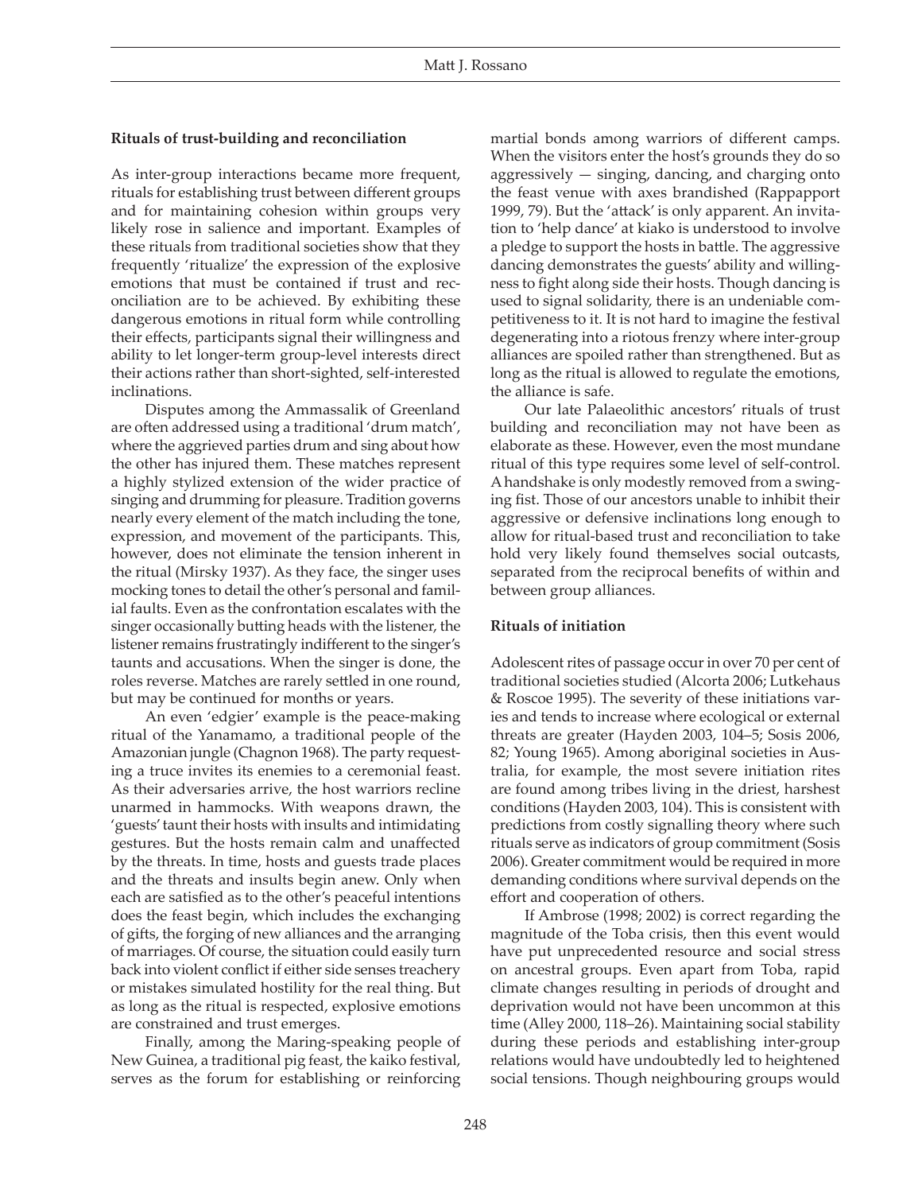**Rituals of trust-building and reconciliation**

As inter-group interactions became more frequent, rituals for establishing trust between different groups and for maintaining cohesion within groups very likely rose in salience and important. Examples of these rituals from traditional societies show that they frequently 'ritualize' the expression of the explosive emotions that must be contained if trust and reconciliation are to be achieved. By exhibiting these dangerous emotions in ritual form while controlling their effects, participants signal their willingness and ability to let longer-term group-level interests direct their actions rather than short-sighted, self-interested inclinations.

Disputes among the Ammassalik of Greenland are often addressed using a traditional 'drum match', where the aggrieved parties drum and sing about how the other has injured them. These matches represent a highly stylized extension of the wider practice of singing and drumming for pleasure. Tradition governs nearly every element of the match including the tone, expression, and movement of the participants. This, however, does not eliminate the tension inherent in the ritual (Mirsky 1937). As they face, the singer uses mocking tones to detail the other's personal and familial faults. Even as the confrontation escalates with the singer occasionally butting heads with the listener, the listener remains frustratingly indifferent to the singer's taunts and accusations. When the singer is done, the roles reverse. Matches are rarely settled in one round, but may be continued for months or years.

An even 'edgier' example is the peace-making ritual of the Yanamamo, a traditional people of the Amazonian jungle (Chagnon 1968). The party requesting a truce invites its enemies to a ceremonial feast. As their adversaries arrive, the host warriors recline unarmed in hammocks. With weapons drawn, the 'guests' taunt their hosts with insults and intimidating gestures. But the hosts remain calm and unaffected by the threats. In time, hosts and guests trade places and the threats and insults begin anew. Only when each are satisfied as to the other's peaceful intentions does the feast begin, which includes the exchanging of gifts, the forging of new alliances and the arranging of marriages. Of course, the situation could easily turn back into violent conflict if either side senses treachery or mistakes simulated hostility for the real thing. But as long as the ritual is respected, explosive emotions are constrained and trust emerges.

Finally, among the Maring-speaking people of New Guinea, a traditional pig feast, the kaiko festival, serves as the forum for establishing or reinforcing martial bonds among warriors of different camps. When the visitors enter the host's grounds they do so aggressively — singing, dancing, and charging onto the feast venue with axes brandished (Rappapport 1999, 79). But the 'attack' is only apparent. An invitation to 'help dance' at kiako is understood to involve a pledge to support the hosts in battle. The aggressive dancing demonstrates the guests' ability and willingness to fight along side their hosts. Though dancing is used to signal solidarity, there is an undeniable competitiveness to it. It is not hard to imagine the festival degenerating into a riotous frenzy where inter-group alliances are spoiled rather than strengthened. But as long as the ritual is allowed to regulate the emotions, the alliance is safe.

Our late Palaeolithic ancestors' rituals of trust building and reconciliation may not have been as elaborate as these. However, even the most mundane ritual of this type requires some level of self-control. A handshake is only modestly removed from a swinging fist. Those of our ancestors unable to inhibit their aggressive or defensive inclinations long enough to allow for ritual-based trust and reconciliation to take hold very likely found themselves social outcasts, separated from the reciprocal benefits of within and between group alliances.

**Rituals of initiation**

Adolescent rites of passage occur in over 70 per cent of traditional societies studied (Alcorta 2006; Lutkehaus & Roscoe 1995). The severity of these initiations varies and tends to increase where ecological or external threats are greater (Hayden 2003, 104–5; Sosis 2006, 82; Young 1965). Among aboriginal societies in Australia, for example, the most severe initiation rites are found among tribes living in the driest, harshest conditions (Hayden 2003, 104). This is consistent with predictions from costly signalling theory where such rituals serve as indicators of group commitment (Sosis 2006). Greater commitment would be required in more demanding conditions where survival depends on the effort and cooperation of others.

If Ambrose (1998; 2002) is correct regarding the magnitude of the Toba crisis, then this event would have put unprecedented resource and social stress on ancestral groups. Even apart from Toba, rapid climate changes resulting in periods of drought and deprivation would not have been uncommon at this time (Alley 2000, 118–26). Maintaining social stability during these periods and establishing inter-group relations would have undoubtedly led to heightened social tensions. Though neighbouring groups would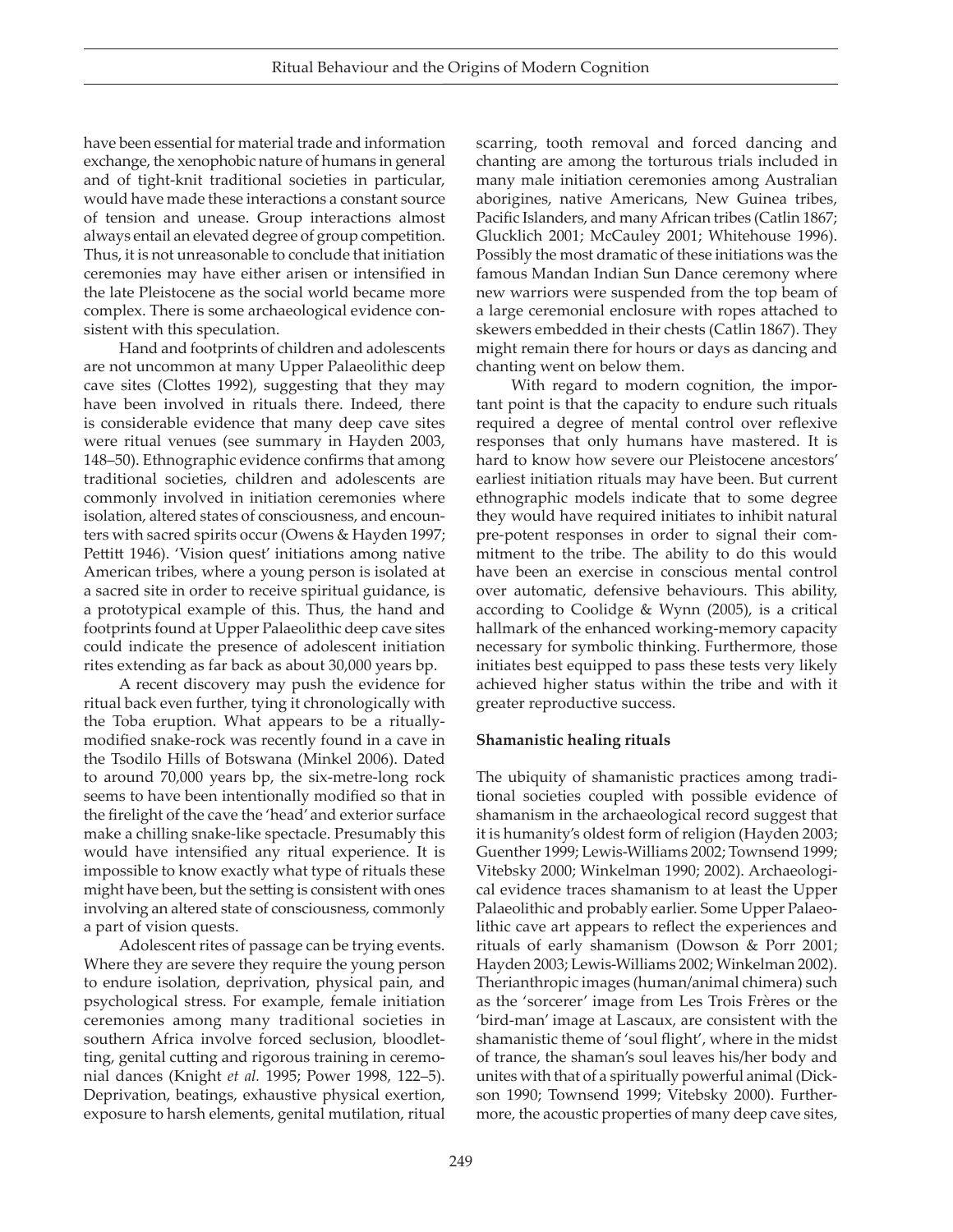have been essential for material trade and information exchange, the xenophobic nature of humans in general and of tight-knit traditional societies in particular, would have made these interactions a constant source of tension and unease. Group interactions almost always entail an elevated degree of group competition. Thus, it is not unreasonable to conclude that initiation ceremonies may have either arisen or intensified in the late Pleistocene as the social world became more complex. There is some archaeological evidence consistent with this speculation.

Hand and footprints of children and adolescents are not uncommon at many Upper Palaeolithic deep cave sites (Clottes 1992), suggesting that they may have been involved in rituals there. Indeed, there is considerable evidence that many deep cave sites were ritual venues (see summary in Hayden 2003, 148–50). Ethnographic evidence confirms that among traditional societies, children and adolescents are commonly involved in initiation ceremonies where isolation, altered states of consciousness, and encounters with sacred spirits occur (Owens & Hayden 1997; Pettitt 1946). 'Vision quest' initiations among native American tribes, where a young person is isolated at a sacred site in order to receive spiritual guidance, is a prototypical example of this. Thus, the hand and footprints found at Upper Palaeolithic deep cave sites could indicate the presence of adolescent initiation rites extending as far back as about 30,000 years bp.

A recent discovery may push the evidence for ritual back even further, tying it chronologically with the Toba eruption. What appears to be a ritually-modified snake-rock was recently found in a cave in the Tsodilo Hills of Botswana (Minkel 2006). Dated to around 70,000 years bp, the six-metre-long rock seems to have been intentionally modified so that in the firelight of the cave the 'head' and exterior surface make a chilling snake-like spectacle. Presumably this would have intensified any ritual experience. It is impossible to know exactly what type of rituals these might have been, but the setting is consistent with ones involving an altered state of consciousness, commonly a part of vision quests.

Adolescent rites of passage can be trying events. Where they are severe they require the young person to endure isolation, deprivation, physical pain, and psychological stress. For example, female initiation ceremonies among many traditional societies in southern Africa involve forced seclusion, bloodletting, genital cutting and rigorous training in ceremonial dances (Knight *et al.* 1995; Power 1998, 122–5). Deprivation, beatings, exhaustive physical exertion, exposure to harsh elements, genital mutilation, ritual scarring, tooth removal and forced dancing and chanting are among the torturous trials included in many male initiation ceremonies among Australian aborigines, native Americans, New Guinea tribes, Pacific Islanders, and many African tribes (Catlin 1867; Glucklich 2001; McCauley 2001; Whitehouse 1996). Possibly the most dramatic of these initiations was the famous Mandan Indian Sun Dance ceremony where new warriors were suspended from the top beam of a large ceremonial enclosure with ropes attached to skewers embedded in their chests (Catlin 1867). They might remain there for hours or days as dancing and chanting went on below them.

With regard to modern cognition, the important point is that the capacity to endure such rituals required a degree of mental control over reflexive responses that only humans have mastered. It is hard to know how severe our Pleistocene ancestors' earliest initiation rituals may have been. But current ethnographic models indicate that to some degree they would have required initiates to inhibit natural pre-potent responses in order to signal their commitment to the tribe. The ability to do this would have been an exercise in conscious mental control over automatic, defensive behaviours. This ability, according to Coolidge & Wynn (2005), is a critical hallmark of the enhanced working-memory capacity necessary for symbolic thinking. Furthermore, those initiates best equipped to pass these tests very likely achieved higher status within the tribe and with it greater reproductive success.

### Shamanistic healing rituals

The ubiquity of shamanistic practices among traditional societies coupled with possible evidence of shamanism in the archaeological record suggest that it is humanity's oldest form of religion (Hayden 2003; Guenther 1999; Lewis-Williams 2002; Townsend 1999; Vitebsky 2000; Winkelman 1990; 2002). Archaeological evidence traces shamanism to at least the Upper Palaeolithic and probably earlier. Some Upper Palaeolithic cave art appears to reflect the experiences and rituals of early shamanism (Dowson & Porr 2001; Hayden 2003; Lewis-Williams 2002; Winkelman 2002). Therianthropic images (human/animal chimera) such as the 'sorcerer' image from Les Trois Frères or the 'bird-man' image at Lascaux, are consistent with the shamanistic theme of 'soul flight', where in the midst of trance, the shaman's soul leaves his/her body and unites with that of a spiritually powerful animal (Dickson 1990; Townsend 1999; Vitebsky 2000). Furthermore, the acoustic properties of many deep cave sites,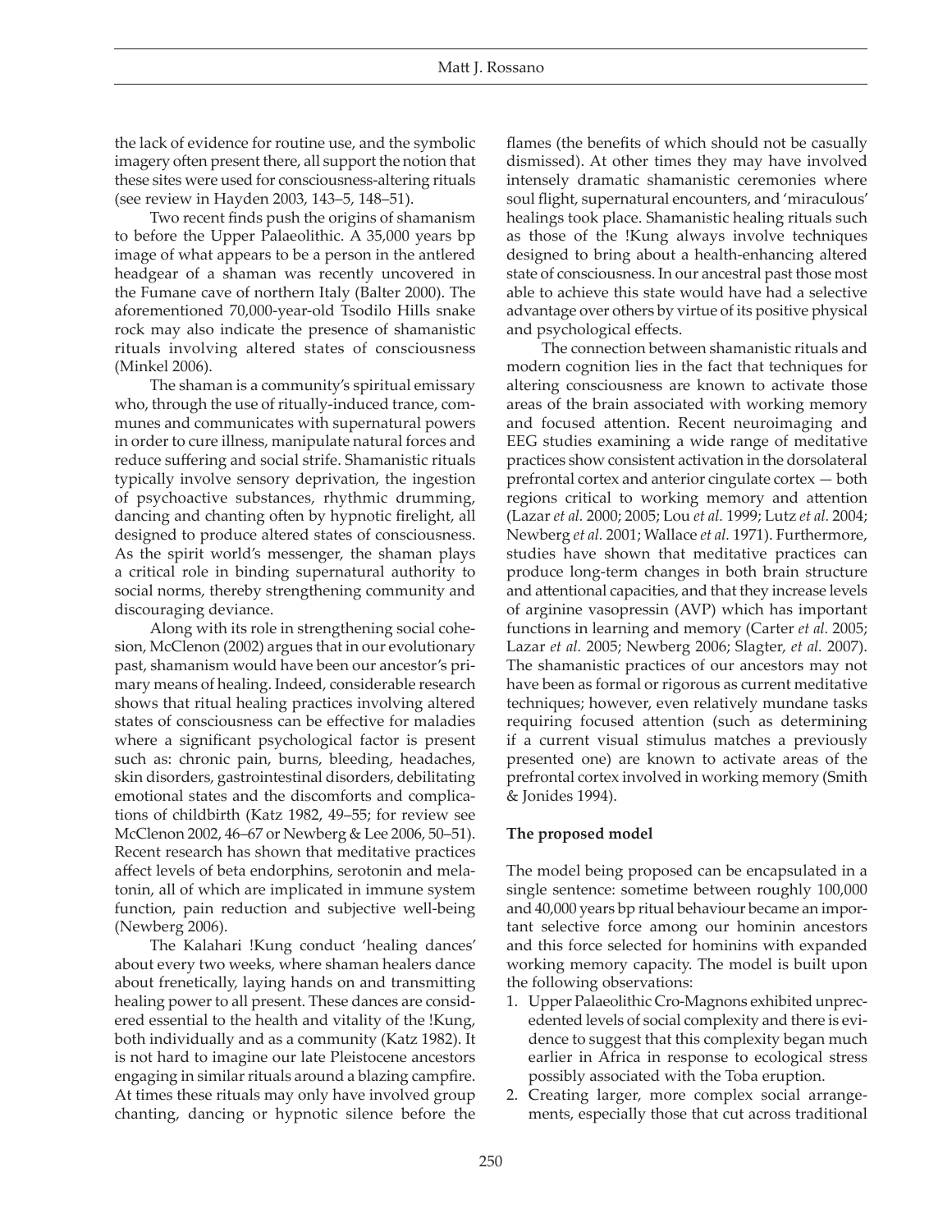the lack of evidence for routine use, and the symbolic imagery often present there, all support the notion that these sites were used for consciousness-altering rituals (see review in Hayden 2003, 143–5, 148–51).

Two recent finds push the origins of shamanism to before the Upper Palaeolithic. A 35,000 years bp image of what appears to be a person in the antlered headgear of a shaman was recently uncovered in the Fumane cave of northern Italy (Balter 2000). The aforementioned 70,000-year-old Tsodilo Hills snake rock may also indicate the presence of shamanistic rituals involving altered states of consciousness (Minkel 2006).

The shaman is a community's spiritual emissary who, through the use of ritually-induced trance, communes and communicates with supernatural powers in order to cure illness, manipulate natural forces and reduce suffering and social strife. Shamanistic rituals typically involve sensory deprivation, the ingestion of psychoactive substances, rhythmic drumming, dancing and chanting often by hypnotic firelight, all designed to produce altered states of consciousness. As the spirit world's messenger, the shaman plays a critical role in binding supernatural authority to social norms, thereby strengthening community and discouraging deviance.

Along with its role in strengthening social cohesion, McClenon (2002) argues that in our evolutionary past, shamanism would have been our ancestor's primary means of healing. Indeed, considerable research shows that ritual healing practices involving altered states of consciousness can be effective for maladies where a significant psychological factor is present such as: chronic pain, burns, bleeding, headaches, skin disorders, gastrointestinal disorders, debilitating emotional states and the discomforts and complications of childbirth (Katz 1982, 49–55; for review see McClenon 2002, 46–67 or Newberg & Lee 2006, 50–51). Recent research has shown that meditative practices affect levels of beta endorphins, serotonin and melatonin, all of which are implicated in immune system function, pain reduction and subjective well-being (Newberg 2006).

The Kalahari !Kung conduct 'healing dances' about every two weeks, where shaman healers dance about frenetically, laying hands on and transmitting healing power to all present. These dances are considered essential to the health and vitality of the !Kung, both individually and as a community (Katz 1982). It is not hard to imagine our late Pleistocene ancestors engaging in similar rituals around a blazing campfire. At times these rituals may only have involved group chanting, dancing or hypnotic silence before the flames (the benefits of which should not be casually dismissed). At other times they may have involved intensely dramatic shamanistic ceremonies where soul flight, supernatural encounters, and 'miraculous' healings took place. Shamanistic healing rituals such as those of the !Kung always involve techniques designed to bring about a health-enhancing altered state of consciousness. In our ancestral past those most able to achieve this state would have had a selective advantage over others by virtue of its positive physical and psychological effects.

The connection between shamanistic rituals and modern cognition lies in the fact that techniques for altering consciousness are known to activate those areas of the brain associated with working memory and focused attention. Recent neuroimaging and EEG studies examining a wide range of meditative practices show consistent activation in the dorsolateral prefrontal cortex and anterior cingulate cortex — both regions critical to working memory and attention (Lazar *et al.* 2000; 2005; Lou *et al.* 1999; Lutz *et al.* 2004; Newberg *et al.* 2001; Wallace *et al.* 1971). Furthermore, studies have shown that meditative practices can produce long-term changes in both brain structure and attentional capacities, and that they increase levels of arginine vasopressin (AVP) which has important functions in learning and memory (Carter *et al.* 2005; Lazar *et al.* 2005; Newberg 2006; Slagter, *et al.* 2007). The shamanistic practices of our ancestors may not have been as formal or rigorous as current meditative techniques; however, even relatively mundane tasks requiring focused attention (such as determining if a current visual stimulus matches a previously presented one) are known to activate areas of the prefrontal cortex involved in working memory (Smith & Jonides 1994).

### The proposed model

The model being proposed can be encapsulated in a single sentence: sometime between roughly 100,000 and 40,000 years bp ritual behaviour became an important selective force among our hominin ancestors and this force selected for hominins with expanded working memory capacity. The model is built upon the following observations:

1. Upper Palaeolithic Cro-Magnons exhibited unprecedented levels of social complexity and there is evidence to suggest that this complexity began much earlier in Africa in response to ecological stress possibly associated with the Toba eruption.
2. Creating larger, more complex social arrangements, especially those that cut across traditional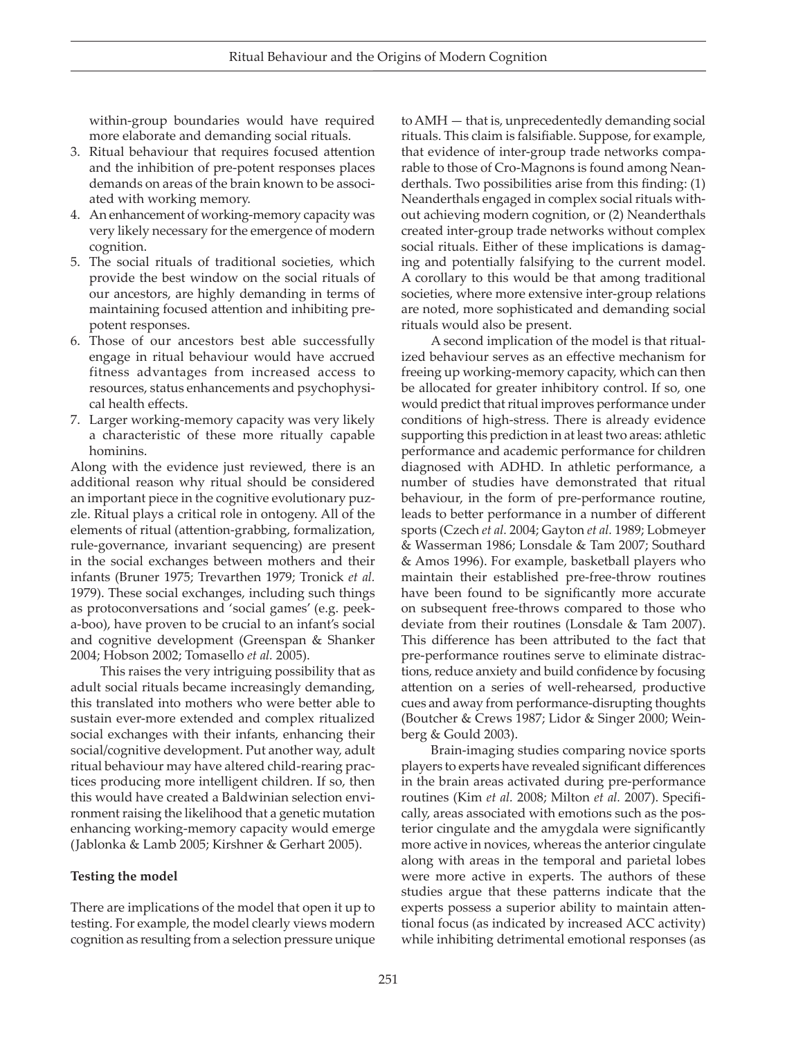within-group boundaries would have required more elaborate and demanding social rituals.

3. Ritual behaviour that requires focused attention and the inhibition of pre-potent responses places demands on areas of the brain known to be associated with working memory.
4. An enhancement of working-memory capacity was very likely necessary for the emergence of modern cognition.
5. The social rituals of traditional societies, which provide the best window on the social rituals of our ancestors, are highly demanding in terms of maintaining focused attention and inhibiting prepotent responses.
6. Those of our ancestors best able successfully engage in ritual behaviour would have accrued fitness advantages from increased access to resources, status enhancements and psychophysical health effects.
7. Larger working-memory capacity was very likely a characteristic of these more ritually capable hominins.

Along with the evidence just reviewed, there is an additional reason why ritual should be considered an important piece in the cognitive evolutionary puzzle. Ritual plays a critical role in ontogeny. All of the elements of ritual (attention-grabbing, formalization, rule-governance, invariant sequencing) are present in the social exchanges between mothers and their infants (Bruner 1975; Trevarthen 1979; Tronick *et al.* 1979). These social exchanges, including such things as protoconversations and 'social games' (e.g. peek-a-boo), have proven to be crucial to an infant's social and cognitive development (Greenspan & Shanker 2004; Hobson 2002; Tomasello *et al.* 2005).

This raises the very intriguing possibility that as adult social rituals became increasingly demanding, this translated into mothers who were better able to sustain ever-more extended and complex ritualized social exchanges with their infants, enhancing their social/cognitive development. Put another way, adult ritual behaviour may have altered child-rearing practices producing more intelligent children. If so, then this would have created a Baldwinian selection environment raising the likelihood that a genetic mutation enhancing working-memory capacity would emerge (Jablonka & Lamb 2005; Kirshner & Gerhart 2005).

**Testing the model**

There are implications of the model that open it up to testing. For example, the model clearly views modern cognition as resulting from a selection pressure unique to AMH — that is, unprecedentedly demanding social rituals. This claim is falsifiable. Suppose, for example, that evidence of inter-group trade networks comparable to those of Cro-Magnons is found among Neanderthals. Two possibilities arise from this finding: (1) Neanderthals engaged in complex social rituals without achieving modern cognition, or (2) Neanderthals created inter-group trade networks without complex social rituals. Either of these implications is damaging and potentially falsifying to the current model. A corollary to this would be that among traditional societies, where more extensive inter-group relations are noted, more sophisticated and demanding social rituals would also be present.

A second implication of the model is that ritualized behaviour serves as an effective mechanism for freeing up working-memory capacity, which can then be allocated for greater inhibitory control. If so, one would predict that ritual improves performance under conditions of high-stress. There is already evidence supporting this prediction in at least two areas: athletic performance and academic performance for children diagnosed with ADHD. In athletic performance, a number of studies have demonstrated that ritual behaviour, in the form of pre-performance routine, leads to better performance in a number of different sports (Czech *et al.* 2004; Gayton *et al.* 1989; Lobmeyer & Wasserman 1986; Lonsdale & Tam 2007; Southard & Amos 1996). For example, basketball players who maintain their established pre-free-throw routines have been found to be significantly more accurate on subsequent free-throws compared to those who deviate from their routines (Lonsdale & Tam 2007). This difference has been attributed to the fact that pre-performance routines serve to eliminate distractions, reduce anxiety and build confidence by focusing attention on a series of well-rehearsed, productive cues and away from performance-disrupting thoughts (Boutcher & Crews 1987; Lidor & Singer 2000; Weinberg & Gould 2003).

Brain-imaging studies comparing novice sports players to experts have revealed significant differences in the brain areas activated during pre-performance routines (Kim *et al.* 2008; Milton *et al.* 2007). Specifically, areas associated with emotions such as the posterior cingulate and the amygdala were significantly more active in novices, whereas the anterior cingulate along with areas in the temporal and parietal lobes were more active in experts. The authors of these studies argue that these patterns indicate that the experts possess a superior ability to maintain attentional focus (as indicated by increased ACC activity) while inhibiting detrimental emotional responses (as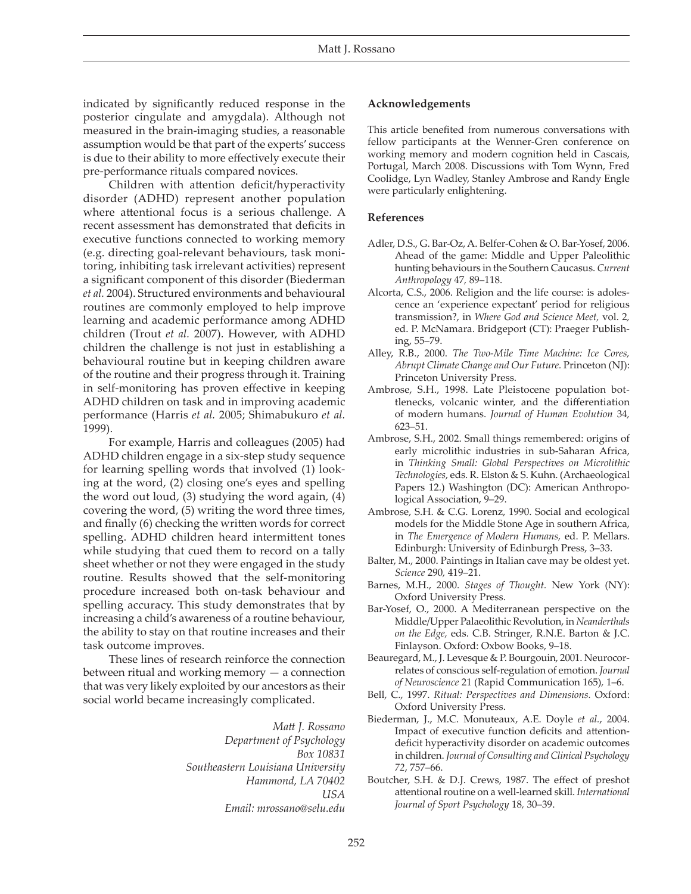indicated by significantly reduced response in the posterior cingulate and amygdala). Although not measured in the brain-imaging studies, a reasonable assumption would be that part of the experts' success is due to their ability to more effectively execute their pre-performance rituals compared novices.

Children with attention deficit/hyperactivity disorder (ADHD) represent another population where attentional focus is a serious challenge. A recent assessment has demonstrated that deficits in executive functions connected to working memory (e.g. directing goal-relevant behaviours, task monitoring, inhibiting task irrelevant activities) represent a significant component of this disorder (Biederman *et al.* 2004). Structured environments and behavioural routines are commonly employed to help improve learning and academic performance among ADHD children (Trout *et al.* 2007). However, with ADHD children the challenge is not just in establishing a behavioural routine but in keeping children aware of the routine and their progress through it. Training in self-monitoring has proven effective in keeping ADHD children on task and in improving academic performance (Harris *et al.* 2005; Shimabukuro *et al.* 1999).

For example, Harris and colleagues (2005) had ADHD children engage in a six-step study sequence for learning spelling words that involved (1) looking at the word, (2) closing one's eyes and spelling the word out loud, (3) studying the word again, (4) covering the word, (5) writing the word three times, and finally (6) checking the written words for correct spelling. ADHD children heard intermittent tones while studying that cued them to record on a tally sheet whether or not they were engaged in the study routine. Results showed that the self-monitoring procedure increased both on-task behaviour and spelling accuracy. This study demonstrates that by increasing a child's awareness of a routine behaviour, the ability to stay on that routine increases and their task outcome improves.

These lines of research reinforce the connection between ritual and working memory — a connection that was very likely exploited by our ancestors as their social world became increasingly complicated.

*Matt J. Rossano*
*Department of Psychology*
*Box 10831*
*Southeastern Louisiana University*
*Hammond, LA 70402*
*USA*
*Email: mrossano@selu.edu*

### Acknowledgements

This article benefited from numerous conversations with fellow participants at the Wenner-Gren conference on working memory and modern cognition held in Cascais, Portugal, March 2008. Discussions with Tom Wynn, Fred Coolidge, Lyn Wadley, Stanley Ambrose and Randy Engle were particularly enlightening.

### References

Adler, D.S., G. Bar-Oz, A. Belfer-Cohen & O. Bar-Yosef, 2006. Ahead of the game: Middle and Upper Paleolithic hunting behaviours in the Southern Caucasus. *Current Anthropology* 47, 89–118.

Alcorta, C.S., 2006. Religion and the life course: is adolescence an 'experience expectant' period for religious transmission?, in *Where God and Science Meet,* vol. 2, ed. P. McNamara. Bridgeport (CT): Praeger Publishing, 55–79.

Alley, R.B., 2000. *The Two-Mile Time Machine: Ice Cores, Abrupt Climate Change and Our Future.* Princeton (NJ): Princeton University Press.

Ambrose, S.H., 1998. Late Pleistocene population bottlenecks, volcanic winter, and the differentiation of modern humans. *Journal of Human Evolution* 34, 623–51.

Ambrose, S.H., 2002. Small things remembered: origins of early microlithic industries in sub-Saharan Africa, in *Thinking Small: Global Perspectives on Microlithic Technologies*, eds. R. Elston & S. Kuhn. (Archaeological Papers 12.) Washington (DC): American Anthropological Association, 9–29.

Ambrose, S.H. & C.G. Lorenz, 1990. Social and ecological models for the Middle Stone Age in southern Africa, in *The Emergence of Modern Humans,* ed. P. Mellars. Edinburgh: University of Edinburgh Press, 3–33.

Balter, M., 2000. Paintings in Italian cave may be oldest yet. *Science* 290, 419–21.

Barnes, M.H., 2000. *Stages of Thought.* New York (NY): Oxford University Press.

Bar-Yosef, O., 2000. A Mediterranean perspective on the Middle/Upper Palaeolithic Revolution, in *Neanderthals on the Edge,* eds. C.B. Stringer, R.N.E. Barton & J.C. Finlayson. Oxford: Oxbow Books, 9–18.

Beauregard, M., J. Levesque & P. Bourgouin, 2001. Neurocorrelates of conscious self-regulation of emotion. *Journal of Neuroscience* 21 (Rapid Communication 165), 1–6.

Bell, C., 1997. *Ritual: Perspectives and Dimensions.* Oxford: Oxford University Press.

Biederman, J., M.C. Monuteaux, A.E. Doyle *et al.*, 2004. Impact of executive function deficits and attention-deficit hyperactivity disorder on academic outcomes in children. *Journal of Consulting and Clinical Psychology 72*, 757–66.

Boutcher, S.H. & D.J. Crews, 1987. The effect of preshot attentional routine on a well-learned skill. *International Journal of Sport Psychology* 18, 30–39.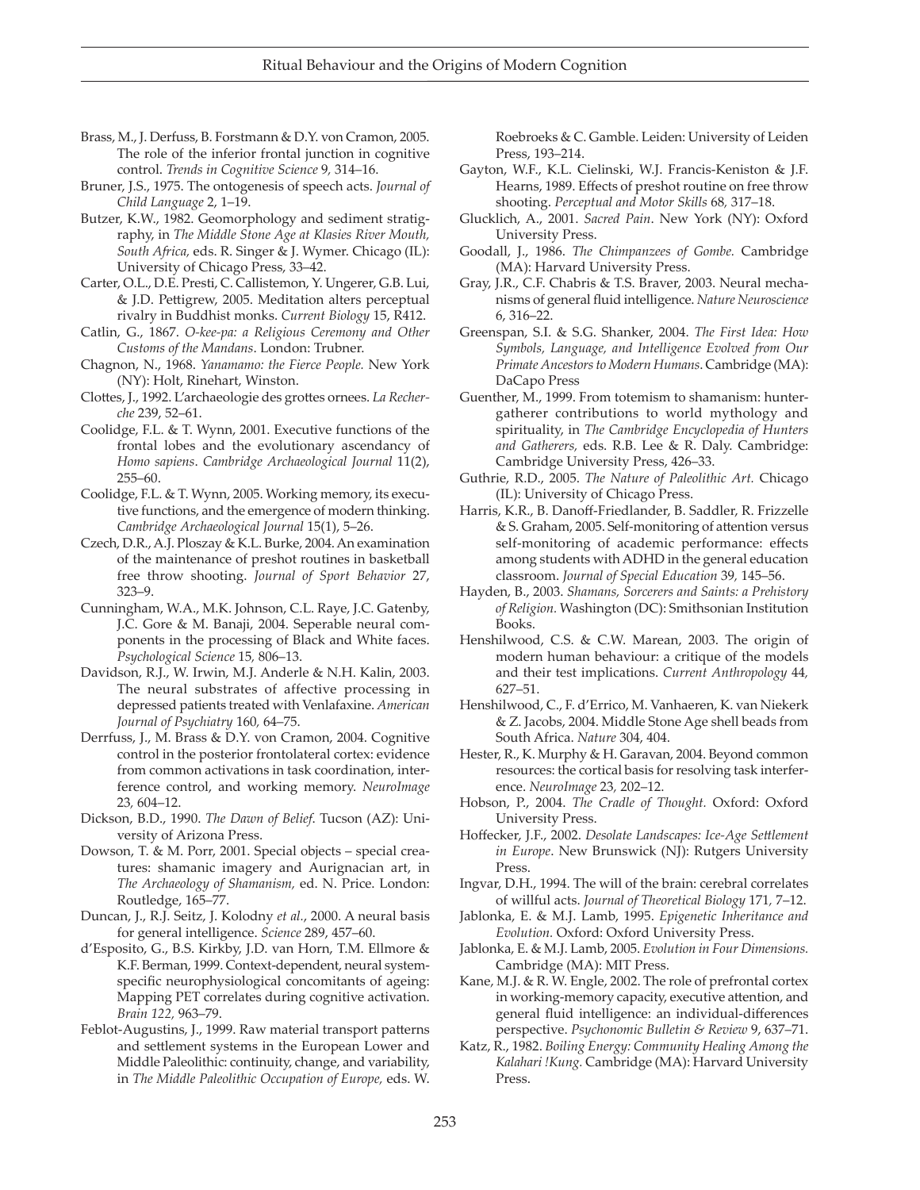Brass, M., J. Derfuss, B. Forstmann & D.Y. von Cramon, 2005. The role of the inferior frontal junction in cognitive control. *Trends in Cognitive Science* 9, 314–16.

Bruner, J.S., 1975. The ontogenesis of speech acts. *Journal of Child Language* 2, 1–19.

Butzer, K.W., 1982. Geomorphology and sediment stratigraphy, in *The Middle Stone Age at Klasies River Mouth, South Africa,* eds. R. Singer & J. Wymer. Chicago (IL): University of Chicago Press, 33–42.

Carter, O.L., D.E. Presti, C. Callistemon, Y. Ungerer, G.B. Lui, & J.D. Pettigrew, 2005. Meditation alters perceptual rivalry in Buddhist monks. *Current Biology* 15, R412.

Catlin, G., 1867. *O-kee-pa: a Religious Ceremony and Other Customs of the Mandans*. London: Trubner.

Chagnon, N., 1968. *Yanamamo: the Fierce People.* New York (NY): Holt, Rinehart, Winston.

Clottes, J., 1992. L'archaeologie des grottes ornees. *La Recherche* 239, 52–61.

Coolidge, F.L. & T. Wynn, 2001. Executive functions of the frontal lobes and the evolutionary ascendancy of *Homo sapiens*. *Cambridge Archaeological Journal* 11(2), 255–60.

Coolidge, F.L. & T. Wynn, 2005. Working memory, its executive functions, and the emergence of modern thinking. *Cambridge Archaeological Journal* 15(1), 5–26.

Czech, D.R., A.J. Ploszay & K.L. Burke, 2004. An examination of the maintenance of preshot routines in basketball free throw shooting. *Journal of Sport Behavior* 27, 323–9.

Cunningham, W.A., M.K. Johnson, C.L. Raye, J.C. Gatenby, J.C. Gore & M. Banaji, 2004. Seperable neural components in the processing of Black and White faces. *Psychological Science* 15, 806–13.

Davidson, R.J., W. Irwin, M.J. Anderle & N.H. Kalin, 2003. The neural substrates of affective processing in depressed patients treated with Venlafaxine. *American Journal of Psychiatry* 160, 64–75.

Derrfuss, J., M. Brass & D.Y. von Cramon, 2004. Cognitive control in the posterior frontolateral cortex: evidence from common activations in task coordination, interference control, and working memory. *NeuroImage* 23, 604–12.

Dickson, B.D., 1990. *The Dawn of Belief*. Tucson (AZ): University of Arizona Press.

Dowson, T. & M. Porr, 2001. Special objects – special creatures: shamanic imagery and Aurignacian art, in *The Archaeology of Shamanism,* ed. N. Price. London: Routledge, 165–77.

Duncan, J., R.J. Seitz, J. Kolodny *et al.*, 2000. A neural basis for general intelligence. *Science* 289, 457–60.

d'Esposito, G., B.S. Kirkby, J.D. van Horn, T.M. Ellmore & K.F. Berman, 1999. Context-dependent, neural system-specific neurophysiological concomitants of ageing: Mapping PET correlates during cognitive activation. *Brain 122,* 963–79.

Feblot-Augustins, J., 1999. Raw material transport patterns and settlement systems in the European Lower and Middle Paleolithic: continuity, change, and variability, in *The Middle Paleolithic Occupation of Europe,* eds. W. Roebroeks & C. Gamble. Leiden: University of Leiden Press, 193–214.

Gayton, W.F., K.L. Cielinski, W.J. Francis-Keniston & J.F. Hearns, 1989. Effects of preshot routine on free throw shooting. *Perceptual and Motor Skills* 68, 317–18.

Glucklich, A., 2001. *Sacred Pain*. New York (NY): Oxford University Press.

Goodall, J., 1986. *The Chimpanzees of Gombe.* Cambridge (MA): Harvard University Press.

Gray, J.R., C.F. Chabris & T.S. Braver, 2003. Neural mechanisms of general fluid intelligence. *Nature Neuroscience* 6, 316–22.

Greenspan, S.I. & S.G. Shanker, 2004. *The First Idea: How Symbols, Language, and Intelligence Evolved from Our Primate Ancestors to Modern Humans*. Cambridge (MA): DaCapo Press

Guenther, M., 1999. From totemism to shamanism: hunter-gatherer contributions to world mythology and spirituality, in *The Cambridge Encyclopedia of Hunters and Gatherers,* eds. R.B. Lee & R. Daly. Cambridge: Cambridge University Press, 426–33.

Guthrie, R.D., 2005. *The Nature of Paleolithic Art.* Chicago (IL): University of Chicago Press.

Harris, K.R., B. Danoff-Friedlander, B. Saddler, R. Frizzelle & S. Graham, 2005. Self-monitoring of attention versus self-monitoring of academic performance: effects among students with ADHD in the general education classroom. *Journal of Special Education* 39, 145–56.

Hayden, B., 2003. *Shamans, Sorcerers and Saints: a Prehistory of Religion.* Washington (DC): Smithsonian Institution Books.

Henshilwood, C.S. & C.W. Marean, 2003. The origin of modern human behaviour: a critique of the models and their test implications. *Current Anthropology* 44, 627–51.

Henshilwood, C., F. d'Errico, M. Vanhaeren, K. van Niekerk & Z. Jacobs, 2004. Middle Stone Age shell beads from South Africa. *Nature* 304, 404.

Hester, R., K. Murphy & H. Garavan, 2004. Beyond common resources: the cortical basis for resolving task interference. *NeuroImage* 23, 202–12.

Hobson, P., 2004. *The Cradle of Thought.* Oxford: Oxford University Press.

Hoffecker, J.F., 2002. *Desolate Landscapes: Ice-Age Settlement in Europe*. New Brunswick (NJ): Rutgers University Press.

Ingvar, D.H., 1994. The will of the brain: cerebral correlates of willful acts. *Journal of Theoretical Biology* 171, 7–12.

Jablonka, E. & M.J. Lamb, 1995. *Epigenetic Inheritance and Evolution.* Oxford: Oxford University Press.

Jablonka, E. & M.J. Lamb, 2005. *Evolution in Four Dimensions.* Cambridge (MA): MIT Press.

Kane, M.J. & R. W. Engle, 2002. The role of prefrontal cortex in working-memory capacity, executive attention, and general fluid intelligence: an individual-differences perspective. *Psychonomic Bulletin & Review* 9, 637–71.

Katz, R., 1982. *Boiling Energy: Community Healing Among the Kalahari !Kung.* Cambridge (MA): Harvard University Press.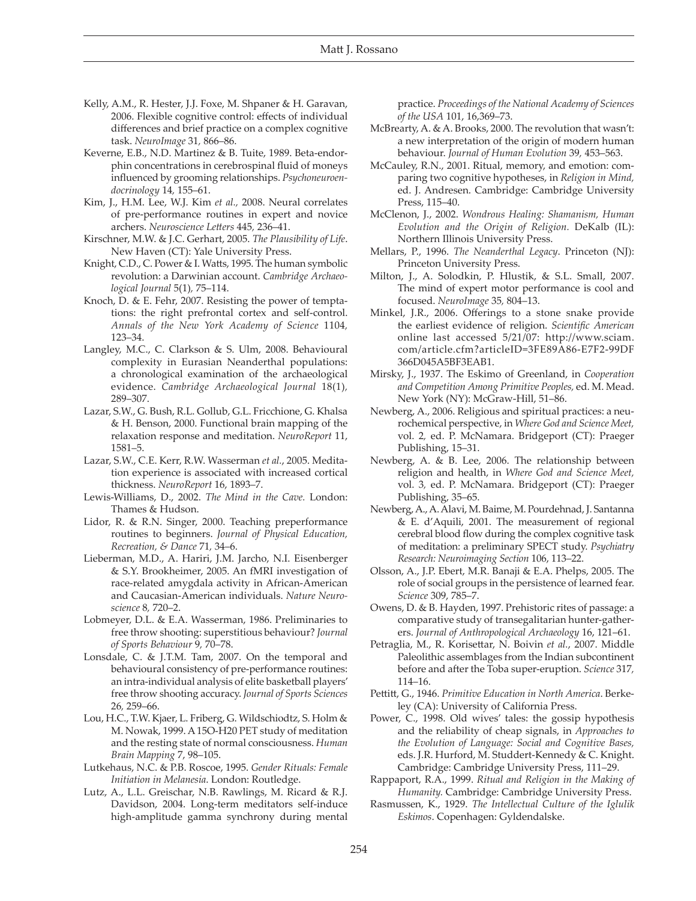Kelly, A.M., R. Hester, J.J. Foxe, M. Shpaner & H. Garavan, 2006. Flexible cognitive control: effects of individual differences and brief practice on a complex cognitive task. *NeuroImage* 31, 866–86.

Keverne, E.B., N.D. Martinez & B. Tuite, 1989. Beta-endorphin concentrations in cerebrospinal fluid of moneys influenced by grooming relationships. *Psychoneuroendocrinology* 14, 155–61.

Kim, J., H.M. Lee, W.J. Kim *et al.*, 2008. Neural correlates of pre-performance routines in expert and novice archers. *Neuroscience Letters* 445, 236–41.

Kirschner, M.W. & J.C. Gerhart, 2005. *The Plausibility of Life*. New Haven (CT): Yale University Press.

Knight, C.D., C. Power & I. Watts, 1995. The human symbolic revolution: a Darwinian account. *Cambridge Archaeological Journal* 5(1), 75–114.

Knoch, D. & E. Fehr, 2007. Resisting the power of temptations: the right prefrontal cortex and self-control. *Annals of the New York Academy of Science* 1104, 123–34.

Langley, M.C., C. Clarkson & S. Ulm, 2008. Behavioural complexity in Eurasian Neanderthal populations: a chronological examination of the archaeological evidence. *Cambridge Archaeological Journal* 18(1), 289–307.

Lazar, S.W., G. Bush, R.L. Gollub, G.L. Fricchione, G. Khalsa & H. Benson, 2000. Functional brain mapping of the relaxation response and meditation. *NeuroReport* 11, 1581–5.

Lazar, S.W., C.E. Kerr, R.W. Wasserman *et al.*, 2005. Meditation experience is associated with increased cortical thickness. *NeuroReport* 16, 1893–7.

Lewis-Williams, D., 2002. *The Mind in the Cave.* London: Thames & Hudson.

Lidor, R. & R.N. Singer, 2000. Teaching preperformance routines to beginners. *Journal of Physical Education, Recreation, & Dance* 71, 34–6.

Lieberman, M.D., A. Hariri, J.M. Jarcho, N.I. Eisenberger & S.Y. Brookheimer, 2005. An fMRI investigation of race-related amygdala activity in African-American and Caucasian-American individuals. *Nature Neuroscience* 8, 720–2.

Lobmeyer, D.L. & E.A. Wasserman, 1986. Preliminaries to free throw shooting: superstitious behaviour? *Journal of Sports Behaviour* 9, 70–78.

Lonsdale, C. & J.T.M. Tam, 2007. On the temporal and behavioural consistency of pre-performance routines: an intra-individual analysis of elite basketball players' free throw shooting accuracy. *Journal of Sports Sciences* 26, 259–66.

Lou, H.C., T.W. Kjaer, L. Friberg, G. Wildschiodtz, S. Holm & M. Nowak, 1999. A 15O-H20 PET study of meditation and the resting state of normal consciousness. *Human Brain Mapping* 7, 98–105.

Lutkehaus, N.C. & P.B. Roscoe, 1995. *Gender Rituals: Female Initiation in Melanesia*. London: Routledge.

Lutz, A., L.L. Greischar, N.B. Rawlings, M. Ricard & R.J. Davidson, 2004. Long-term meditators self-induce high-amplitude gamma synchrony during mental practice. *Proceedings of the National Academy of Sciences of the USA* 101, 16,369–73.

McBrearty, A. & A. Brooks, 2000. The revolution that wasn't: a new interpretation of the origin of modern human behaviour. *Journal of Human Evolution* 39, 453–563.

McCauley, R.N., 2001. Ritual, memory, and emotion: comparing two cognitive hypotheses, in *Religion in Mind,* ed. J. Andresen. Cambridge: Cambridge University Press, 115–40.

McClenon, J., 2002. *Wondrous Healing: Shamanism, Human Evolution and the Origin of Religion.* DeKalb (IL): Northern Illinois University Press.

Mellars, P., 1996. *The Neanderthal Legacy*. Princeton (NJ): Princeton University Press.

Milton, J., A. Solodkin, P. Hlustik, & S.L. Small, 2007. The mind of expert motor performance is cool and focused. *NeuroImage* 35, 804–13.

Minkel, J.R., 2006. Offerings to a stone snake provide the earliest evidence of religion. *Scientific American* online last accessed 5/21/07: http://www.sciam.com/article.cfm?articleID=3FE89A86-E7F2-99DF366D045A5BF3EAB1.

Mirsky, J., 1937. The Eskimo of Greenland, in *Cooperation and Competition Among Primitive Peoples,* ed. M. Mead. New York (NY): McGraw-Hill, 51–86.

Newberg, A., 2006. Religious and spiritual practices: a neurochemical perspective, in *Where God and Science Meet,* vol. 2, ed. P. McNamara. Bridgeport (CT): Praeger Publishing, 15–31.

Newberg, A. & B. Lee, 2006. The relationship between religion and health, in *Where God and Science Meet,* vol. 3, ed. P. McNamara. Bridgeport (CT): Praeger Publishing, 35–65.

Newberg, A., A. Alavi, M. Baime, M. Pourdehnad, J. Santanna & E. d'Aquili, 2001. The measurement of regional cerebral blood flow during the complex cognitive task of meditation: a preliminary SPECT study. *Psychiatry Research: Neuroimaging Section* 106, 113–22.

Olsson, A., J.P. Ebert, M.R. Banaji & E.A. Phelps, 2005. The role of social groups in the persistence of learned fear. *Science* 309, 785–7.

Owens, D. & B. Hayden, 1997. Prehistoric rites of passage: a comparative study of transegalitarian hunter-gatherers. *Journal of Anthropological Archaeology* 16, 121–61.

Petraglia, M., R. Korisettar, N. Boivin *et al.*, 2007. Middle Paleolithic assemblages from the Indian subcontinent before and after the Toba super-eruption. *Science* 317, 114–16.

Pettitt, G., 1946. *Primitive Education in North America*. Berkeley (CA): University of California Press.

Power, C., 1998. Old wives' tales: the gossip hypothesis and the reliability of cheap signals, in *Approaches to the Evolution of Language: Social and Cognitive Bases,* eds. J.R. Hurford, M. Studdert-Kennedy & C. Knight. Cambridge: Cambridge University Press, 111–29.

Rappaport, R.A., 1999. *Ritual and Religion in the Making of Humanity.* Cambridge: Cambridge University Press.

Rasmussen, K., 1929. *The Intellectual Culture of the Iglulik Eskimos*. Copenhagen: Gyldendalske.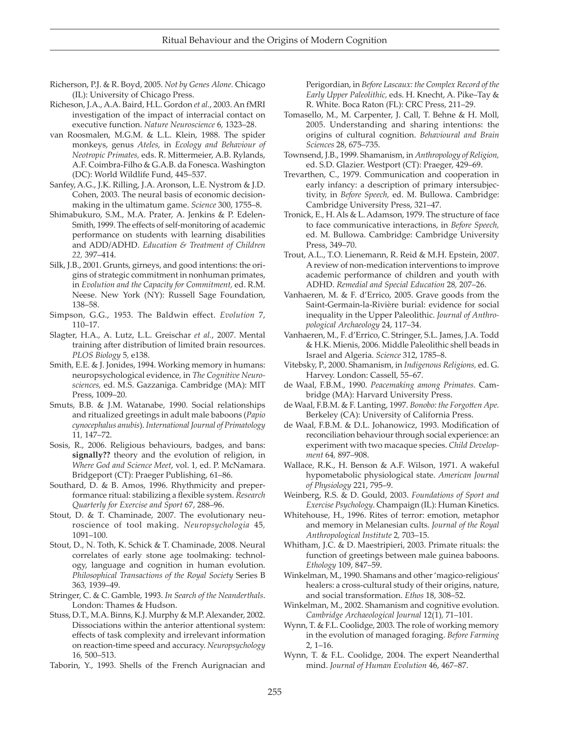Richerson, P.J. & R. Boyd, 2005. *Not by Genes Alone.* Chicago (IL): University of Chicago Press.

Richeson, J.A., A.A. Baird, H.L. Gordon *et al.*, 2003. An fMRI investigation of the impact of interracial contact on executive function. *Nature Neuroscience* 6*,* 1323–28.

van Roosmalen, M.G.M. & L.L. Klein, 1988. The spider monkeys, genus *Ateles,* in *Ecology and Behaviour of Neotropic Primates,* eds. R. Mittermeier, A.B. Rylands, A.F. Coimbra-Filho & G.A.B. da Fonesca. Washington (DC): World Wildlife Fund, 445–537.

Sanfey, A.G., J.K. Rilling, J.A. Aronson, L.E. Nystrom & J.D. Cohen, 2003. The neural basis of economic decision-making in the ultimatum game. *Science* 300, 1755–8.

Shimabukuro, S.M., M.A. Prater, A. Jenkins & P. Edelen-Smith, 1999. The effects of self-monitoring of academic performance on students with learning disabilities and ADD/ADHD. *Education & Treatment of Children 22,* 397–414.

Silk, J.B., 2001. Grunts, girneys, and good intentions: the origins of strategic commitment in nonhuman primates, in *Evolution and the Capacity for Commitment,* ed. R.M. Neese. New York (NY): Russell Sage Foundation, 138–58.

Simpson, G.G., 1953. The Baldwin effect. *Evolution* 7, 110–17.

Slagter, H.A., A. Lutz, L.L. Greischar *et al.*, 2007. Mental training after distribution of limited brain resources. *PLOS Biology* 5*,* e138.

Smith, E.E. & J. Jonides, 1994. Working memory in humans: neuropsychological evidence, in *The Cognitive Neurosciences,* ed. M.S. Gazzaniga. Cambridge (MA): MIT Press, 1009–20.

Smuts, B.B. & J.M. Watanabe, 1990. Social relationships and ritualized greetings in adult male baboons (*Papio cynocephalus anubis*). *International Journal of Primatology* 11*,* 147–72.

Sosis, R., 2006. Religious behaviours, badges, and bans: **signally??** theory and the evolution of religion, in *Where God and Science Meet*, vol. 1*,* ed. P. McNamara. Bridgeport (CT): Praeger Publishing, 61–86.

Southard, D. & B. Amos, 1996. Rhythmicity and preperformance ritual: stabilizing a flexible system. *Research Quarterly for Exercise and Sport* 67, 288–96.

Stout, D. & T. Chaminade, 2007. The evolutionary neuroscience of tool making. *Neuropsychologia* 45*,* 1091–100.

Stout, D., N. Toth, K. Schick & T. Chaminade, 2008. Neural correlates of early stone age toolmaking: technology, language and cognition in human evolution. *Philosophical Transactions of the Royal Society* Series B 363*,* 1939–49.

Stringer, C. & C. Gamble, 1993. *In Search of the Neanderthals*. London: Thames & Hudson.

Stuss, D.T., M.A. Binns, K.J. Murphy & M.P. Alexander, 2002. Dissociations within the anterior attentional system: effects of task complexity and irrelevant information on reaction-time speed and accuracy. *Neuropsychology* 16*,* 500–513.

Taborin, Y., 1993. Shells of the French Aurignacian and Perigordian, in *Before Lascaux: the Complex Record of the Early Upper Paleolithic,* eds. H. Knecht, A. Pike–Tay & R. White. Boca Raton (FL): CRC Press, 211–29.

Tomasello, M., M. Carpenter, J. Call, T. Behne & H. Moll, 2005. Understanding and sharing intentions: the origins of cultural cognition. *Behavioural and Brain Sciences* 28, 675–735.

Townsend, J.B., 1999. Shamanism, in *Anthropology of Religion,* ed. S.D. Glazier. Westport (CT): Praeger, 429–69.

Trevarthen, C., 1979. Communication and cooperation in early infancy: a description of primary intersubjectivity, in *Before Speech,* ed. M. Bullowa. Cambridge: Cambridge University Press, 321–47.

Tronick, E., H. Als & L. Adamson, 1979. The structure of face to face communicative interactions, in *Before Speech,* ed. M. Bullowa. Cambridge: Cambridge University Press, 349–70.

Trout, A.L., T.O. Lienemann, R. Reid & M.H. Epstein, 2007. A review of non-medication interventions to improve academic performance of children and youth with ADHD. *Remedial and Special Education* 28*,* 207–26.

Vanhaeren, M. & F. d'Errico, 2005. Grave goods from the Saint-Germain-la-Rivière burial: evidence for social inequality in the Upper Paleolithic. *Journal of Anthropological Archaeology* 24, 117–34.

Vanhaeren, M., F. d'Errico, C. Stringer, S.L. James, J.A. Todd & H.K. Mienis, 2006. Middle Paleolithic shell beads in Israel and Algeria. *Science* 312, 1785–8.

Vitebsky, P., 2000. Shamanism, in *Indigenous Religions,* ed. G. Harvey. London: Cassell, 55–67.

de Waal, F.B.M., 1990. *Peacemaking among Primates.* Cambridge (MA): Harvard University Press.

de Waal, F.B.M. & F. Lanting, 1997. *Bonobo: the Forgotten Ape.* Berkeley (CA): University of California Press.

de Waal, F.B.M. & D.L. Johanowicz, 1993. Modification of reconciliation behaviour through social experience: an experiment with two macaque species. *Child Development* 64*,* 897–908.

Wallace, R.K., H. Benson & A.F. Wilson, 1971. A wakeful hypometabolic physiological state. *American Journal of Physiology* 221, 795–9.

Weinberg, R.S. & D. Gould, 2003. *Foundations of Sport and Exercise Psychology*. Champaign (IL): Human Kinetics.

Whitehouse, H., 1996. Rites of terror: emotion, metaphor and memory in Melanesian cults. *Journal of the Royal Anthropological Institute* 2*,* 703–15.

Whitham, J.C. & D. Maestripieri, 2003. Primate rituals: the function of greetings between male guinea baboons. *Ethology* 109, 847–59.

Winkelman, M., 1990. Shamans and other 'magico-religious' healers: a cross-cultural study of their origins, nature, and social transformation. *Ethos* 18, 308–52.

Winkelman, M., 2002. Shamanism and cognitive evolution. *Cambridge Archaeological Journal* 12(1)*,* 71–101.

Wynn, T. & F.L. Coolidge, 2003. The role of working memory in the evolution of managed foraging. *Before Farming* 2, 1–16.

Wynn, T. & F.L. Coolidge, 2004. The expert Neanderthal mind. *Journal of Human Evolution* 46, 467–87.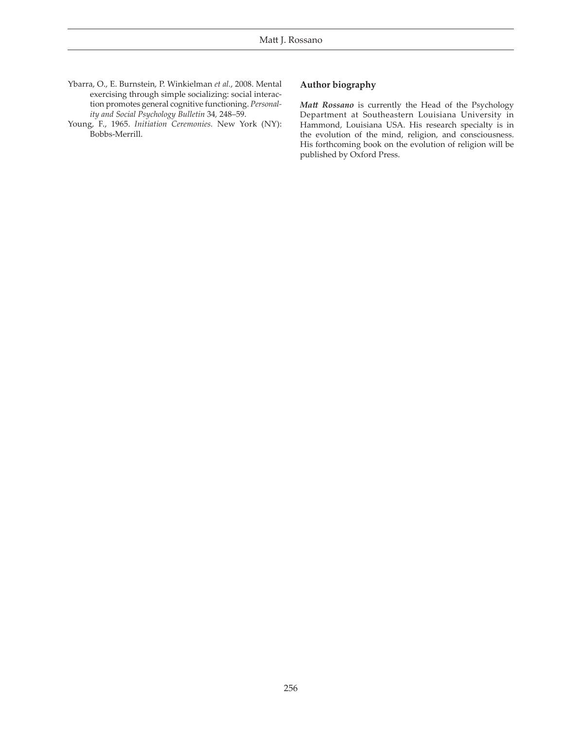Ybarra, O., E. Burnstein, P. Winkielman *et al.*, 2008. Mental exercising through simple socializing: social interaction promotes general cognitive functioning. *Personality and Social Psychology Bulletin* 34, 248–59.

Young, F., 1965. *Initiation Ceremonies.* New York (NY): Bobbs-Merrill.

## Author biography

***Matt Rossano*** is currently the Head of the Psychology Department at Southeastern Louisiana University in Hammond, Louisiana USA. His research specialty is in the evolution of the mind, religion, and consciousness. His forthcoming book on the evolution of religion will be published by Oxford Press.